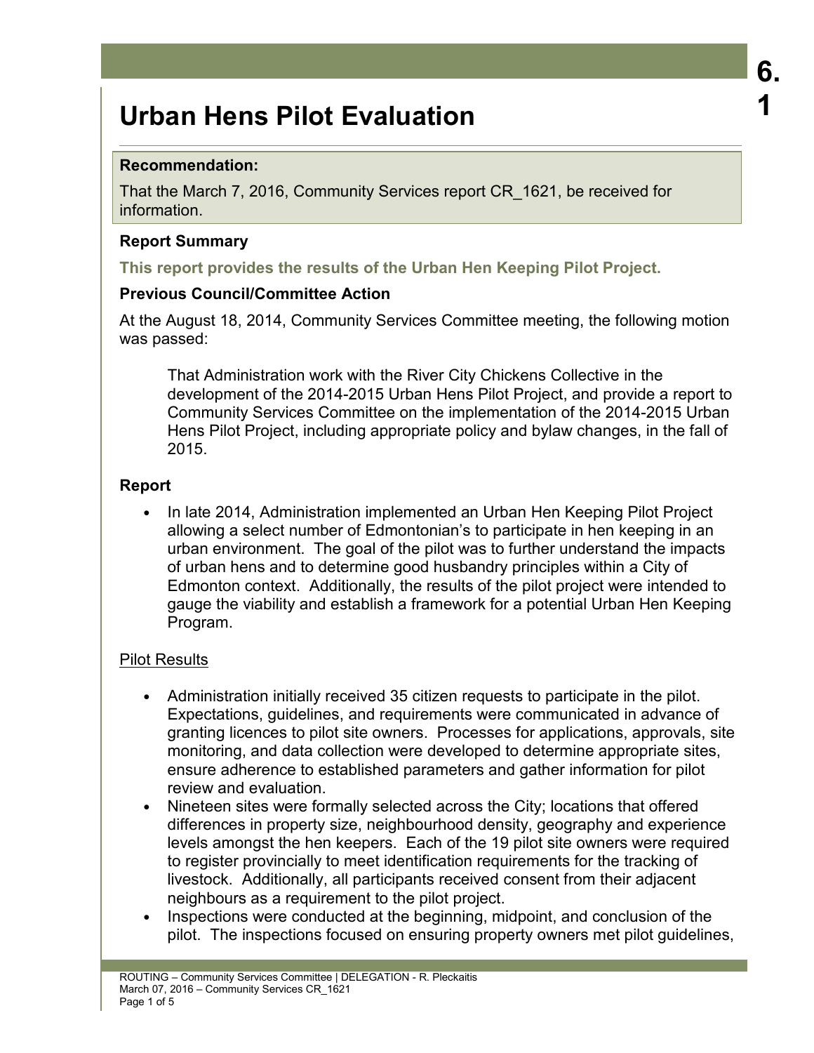# Urban Hens Pilot Evaluation

**Recommendation:**

That the March 7, 2016, Community Services report CR_1621, be received for information.

## Report Summary

**This report provides the results of the Urban Hen Keeping Pilot Project.**

## Previous Council/Committee Action

At the August 18, 2014, Community Services Committee meeting, the following motion was passed:

> That Administration work with the River City Chickens Collective in the development of the 2014-2015 Urban Hens Pilot Project, and provide a report to Community Services Committee on the implementation of the 2014-2015 Urban Hens Pilot Project, including appropriate policy and bylaw changes, in the fall of 2015.

## Report

- In late 2014, Administration implemented an Urban Hen Keeping Pilot Project allowing a select number of Edmontonian's to participate in hen keeping in an urban environment. The goal of the pilot was to further understand the impacts of urban hens and to determine good husbandry principles within a City of Edmonton context. Additionally, the results of the pilot project were intended to gauge the viability and establish a framework for a potential Urban Hen Keeping Program.

Pilot Results

- Administration initially received 35 citizen requests to participate in the pilot. Expectations, guidelines, and requirements were communicated in advance of granting licences to pilot site owners. Processes for applications, approvals, site monitoring, and data collection were developed to determine appropriate sites, ensure adherence to established parameters and gather information for pilot review and evaluation.
- Nineteen sites were formally selected across the City; locations that offered differences in property size, neighbourhood density, geography and experience levels amongst the hen keepers. Each of the 19 pilot site owners were required to register provincially to meet identification requirements for the tracking of livestock. Additionally, all participants received consent from their adjacent neighbours as a requirement to the pilot project.
- Inspections were conducted at the beginning, midpoint, and conclusion of the pilot. The inspections focused on ensuring property owners met pilot guidelines,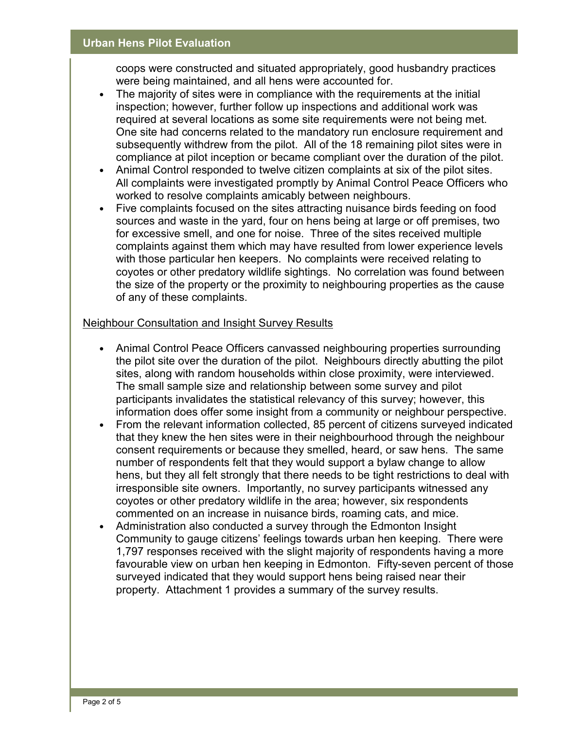coops were constructed and situated appropriately, good husbandry practices were being maintained, and all hens were accounted for.

- The majority of sites were in compliance with the requirements at the initial inspection; however, further follow up inspections and additional work was required at several locations as some site requirements were not being met. One site had concerns related to the mandatory run enclosure requirement and subsequently withdrew from the pilot. All of the 18 remaining pilot sites were in compliance at pilot inception or became compliant over the duration of the pilot.
- Animal Control responded to twelve citizen complaints at six of the pilot sites. All complaints were investigated promptly by Animal Control Peace Officers who worked to resolve complaints amicably between neighbours.
- Five complaints focused on the sites attracting nuisance birds feeding on food sources and waste in the yard, four on hens being at large or off premises, two for excessive smell, and one for noise. Three of the sites received multiple complaints against them which may have resulted from lower experience levels with those particular hen keepers. No complaints were received relating to coyotes or other predatory wildlife sightings. No correlation was found between the size of the property or the proximity to neighbouring properties as the cause of any of these complaints.

<u>Neighbour Consultation and Insight Survey Results</u>

- Animal Control Peace Officers canvassed neighbouring properties surrounding the pilot site over the duration of the pilot. Neighbours directly abutting the pilot sites, along with random households within close proximity, were interviewed. The small sample size and relationship between some survey and pilot participants invalidates the statistical relevancy of this survey; however, this information does offer some insight from a community or neighbour perspective.
- From the relevant information collected, 85 percent of citizens surveyed indicated that they knew the hen sites were in their neighbourhood through the neighbour consent requirements or because they smelled, heard, or saw hens. The same number of respondents felt that they would support a bylaw change to allow hens, but they all felt strongly that there needs to be tight restrictions to deal with irresponsible site owners. Importantly, no survey participants witnessed any coyotes or other predatory wildlife in the area; however, six respondents commented on an increase in nuisance birds, roaming cats, and mice.
- Administration also conducted a survey through the Edmonton Insight Community to gauge citizens' feelings towards urban hen keeping. There were 1,797 responses received with the slight majority of respondents having a more favourable view on urban hen keeping in Edmonton. Fifty-seven percent of those surveyed indicated that they would support hens being raised near their property. Attachment 1 provides a summary of the survey results.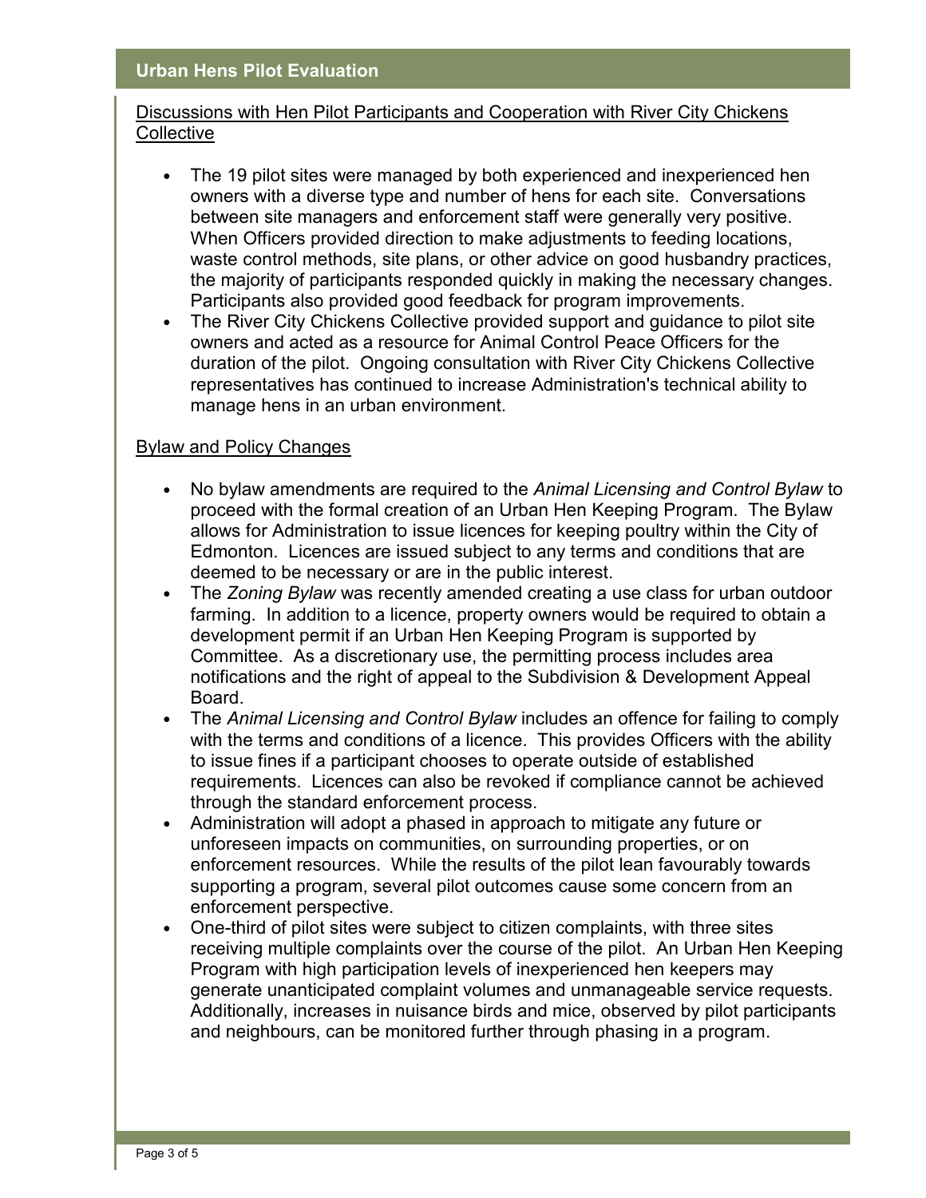## Discussions with Hen Pilot Participants and Cooperation with River City Chickens Collective

- The 19 pilot sites were managed by both experienced and inexperienced hen owners with a diverse type and number of hens for each site. Conversations between site managers and enforcement staff were generally very positive. When Officers provided direction to make adjustments to feeding locations, waste control methods, site plans, or other advice on good husbandry practices, the majority of participants responded quickly in making the necessary changes. Participants also provided good feedback for program improvements.
- The River City Chickens Collective provided support and guidance to pilot site owners and acted as a resource for Animal Control Peace Officers for the duration of the pilot. Ongoing consultation with River City Chickens Collective representatives has continued to increase Administration's technical ability to manage hens in an urban environment.

## Bylaw and Policy Changes

- No bylaw amendments are required to the *Animal Licensing and Control Bylaw* to proceed with the formal creation of an Urban Hen Keeping Program. The Bylaw allows for Administration to issue licences for keeping poultry within the City of Edmonton. Licences are issued subject to any terms and conditions that are deemed to be necessary or are in the public interest.
- The *Zoning Bylaw* was recently amended creating a use class for urban outdoor farming. In addition to a licence, property owners would be required to obtain a development permit if an Urban Hen Keeping Program is supported by Committee. As a discretionary use, the permitting process includes area notifications and the right of appeal to the Subdivision & Development Appeal Board.
- The *Animal Licensing and Control Bylaw* includes an offence for failing to comply with the terms and conditions of a licence. This provides Officers with the ability to issue fines if a participant chooses to operate outside of established requirements. Licences can also be revoked if compliance cannot be achieved through the standard enforcement process.
- Administration will adopt a phased in approach to mitigate any future or unforeseen impacts on communities, on surrounding properties, or on enforcement resources. While the results of the pilot lean favourably towards supporting a program, several pilot outcomes cause some concern from an enforcement perspective.
- One-third of pilot sites were subject to citizen complaints, with three sites receiving multiple complaints over the course of the pilot. An Urban Hen Keeping Program with high participation levels of inexperienced hen keepers may generate unanticipated complaint volumes and unmanageable service requests. Additionally, increases in nuisance birds and mice, observed by pilot participants and neighbours, can be monitored further through phasing in a program.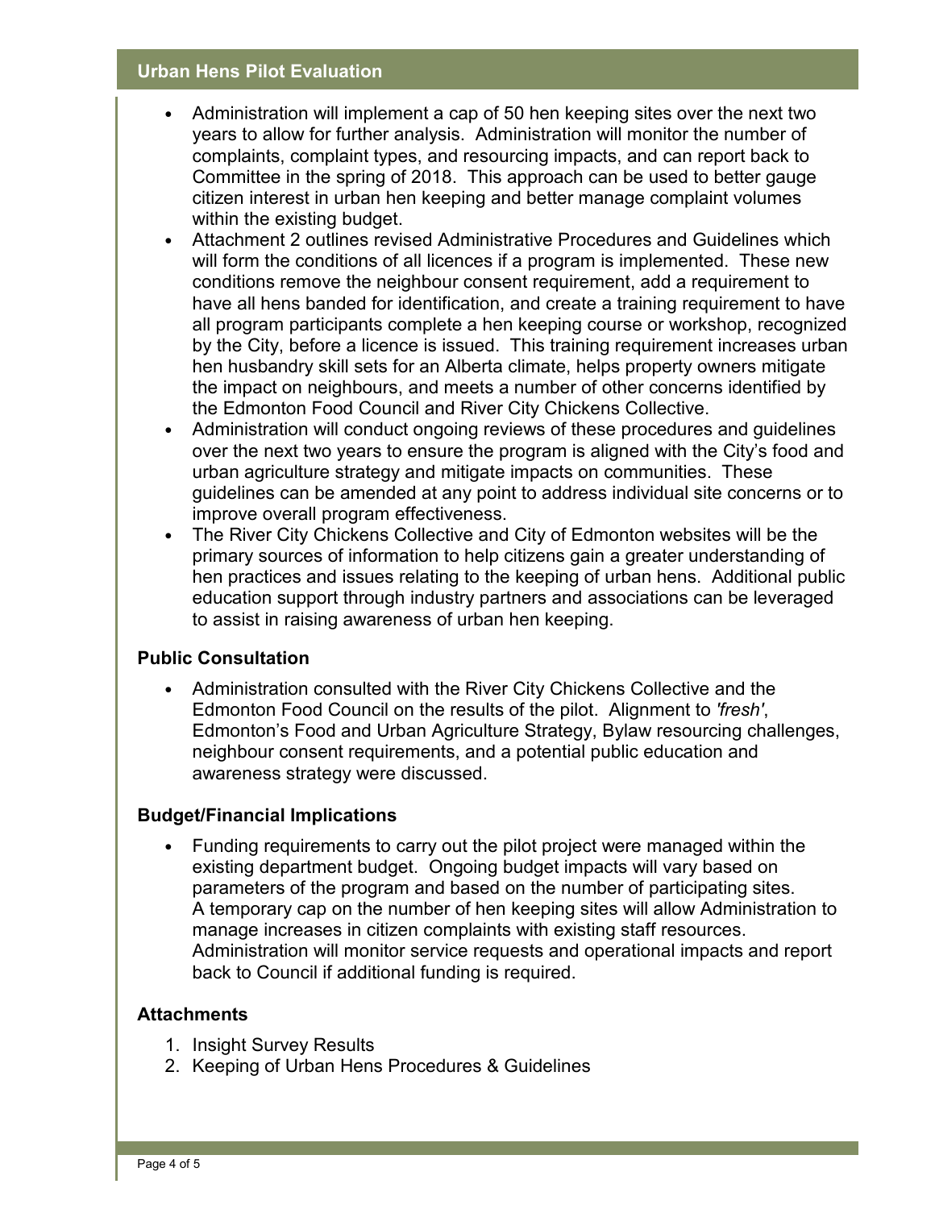- Administration will implement a cap of 50 hen keeping sites over the next two years to allow for further analysis. Administration will monitor the number of complaints, complaint types, and resourcing impacts, and can report back to Committee in the spring of 2018. This approach can be used to better gauge citizen interest in urban hen keeping and better manage complaint volumes within the existing budget.
- Attachment 2 outlines revised Administrative Procedures and Guidelines which will form the conditions of all licences if a program is implemented. These new conditions remove the neighbour consent requirement, add a requirement to have all hens banded for identification, and create a training requirement to have all program participants complete a hen keeping course or workshop, recognized by the City, before a licence is issued. This training requirement increases urban hen husbandry skill sets for an Alberta climate, helps property owners mitigate the impact on neighbours, and meets a number of other concerns identified by the Edmonton Food Council and River City Chickens Collective.
- Administration will conduct ongoing reviews of these procedures and guidelines over the next two years to ensure the program is aligned with the City's food and urban agriculture strategy and mitigate impacts on communities. These guidelines can be amended at any point to address individual site concerns or to improve overall program effectiveness.
- The River City Chickens Collective and City of Edmonton websites will be the primary sources of information to help citizens gain a greater understanding of hen practices and issues relating to the keeping of urban hens. Additional public education support through industry partners and associations can be leveraged to assist in raising awareness of urban hen keeping.

## Public Consultation

- Administration consulted with the River City Chickens Collective and the Edmonton Food Council on the results of the pilot. Alignment to *'fresh'*, Edmonton's Food and Urban Agriculture Strategy, Bylaw resourcing challenges, neighbour consent requirements, and a potential public education and awareness strategy were discussed.

## Budget/Financial Implications

- Funding requirements to carry out the pilot project were managed within the existing department budget. Ongoing budget impacts will vary based on parameters of the program and based on the number of participating sites. A temporary cap on the number of hen keeping sites will allow Administration to manage increases in citizen complaints with existing staff resources. Administration will monitor service requests and operational impacts and report back to Council if additional funding is required.

## Attachments

1. Insight Survey Results
2. Keeping of Urban Hens Procedures & Guidelines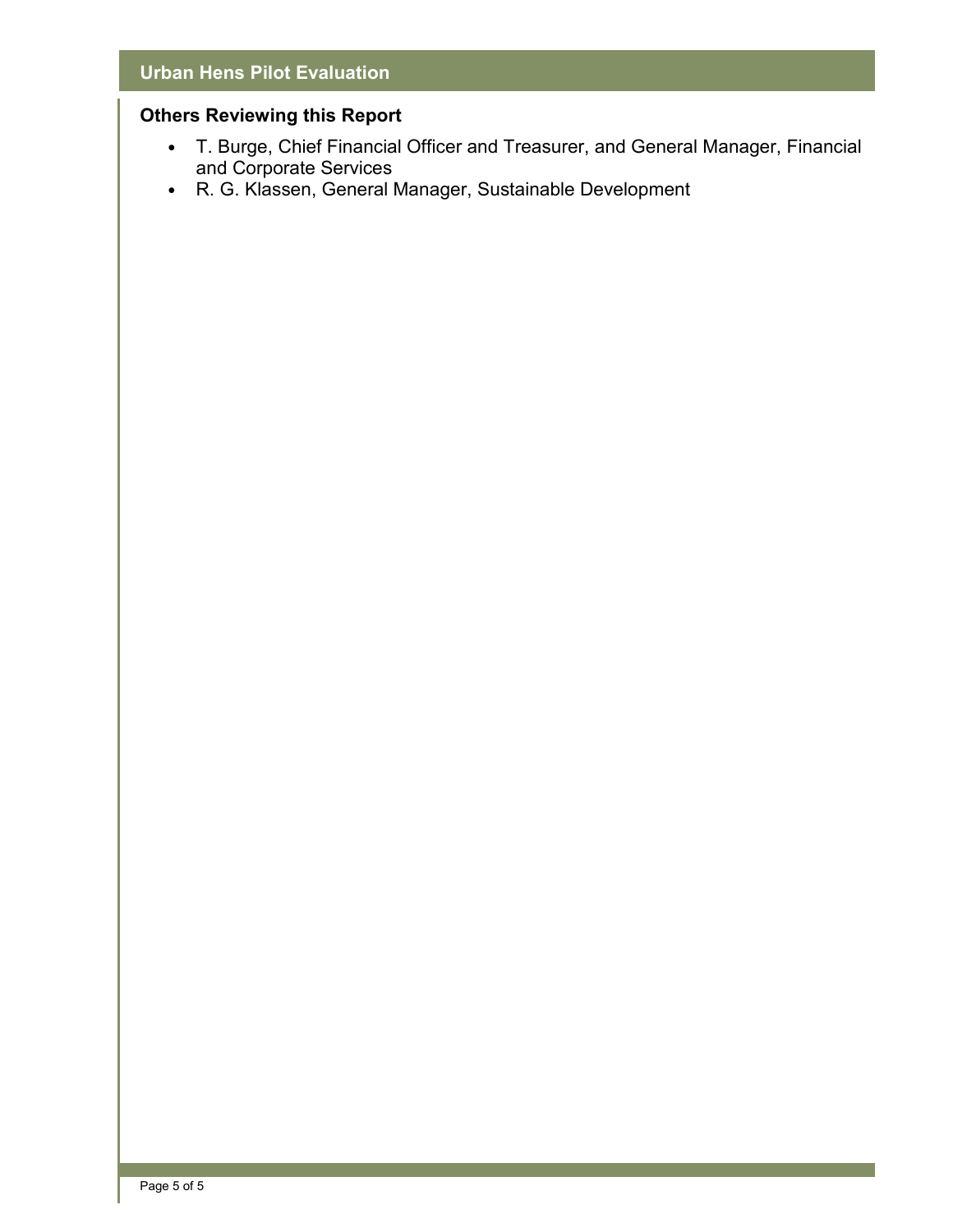### Others Reviewing this Report

- T. Burge, Chief Financial Officer and Treasurer, and General Manager, Financial and Corporate Services
- R. G. Klassen, General Manager, Sustainable Development